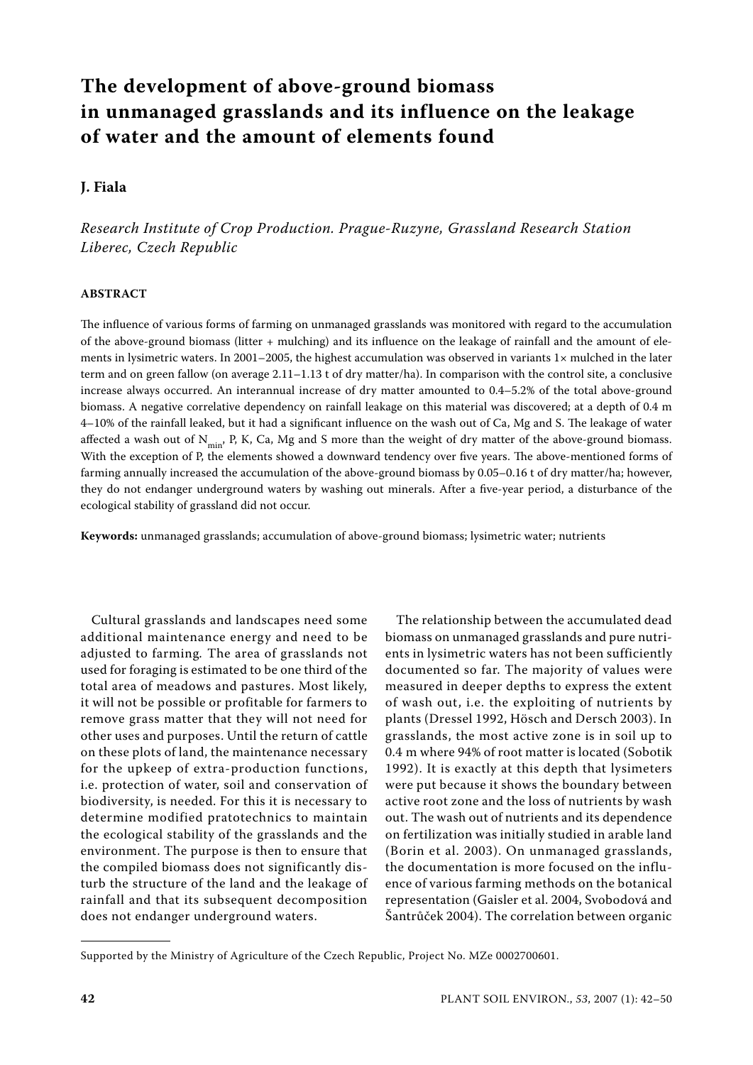# The development of above-ground biomass in unmanaged grasslands and its influence on the leakage of water and the amount of elements found

**J. Fiala**

*Research Institute of Crop Production. Prague-Ruzyne, Grassland Research Station Liberec, Czech Republic*

## ABSTRACT

The influence of various forms of farming on unmanaged grasslands was monitored with regard to the accumulation of the above-ground biomass (litter + mulching) and its influence on the leakage of rainfall and the amount of elements in lysimetric waters. In 2001–2005, the highest accumulation was observed in variants 1× mulched in the later term and on green fallow (on average 2.11–1.13 t of dry matter/ha). In comparison with the control site, a conclusive increase always occurred. An interannual increase of dry matter amounted to 0.4–5.2% of the total above-ground biomass. A negative correlative dependency on rainfall leakage on this material was discovered; at a depth of 0.4 m 4–10% of the rainfall leaked, but it had a significant influence on the wash out of Ca, Mg and S. The leakage of water affected a wash out of $N_{min}$, P, K, Ca, Mg and S more than the weight of dry matter of the above-ground biomass. With the exception of P, the elements showed a downward tendency over five years. The above-mentioned forms of farming annually increased the accumulation of the above-ground biomass by 0.05–0.16 t of dry matter/ha; however, they do not endanger underground waters by washing out minerals. After a five-year period, a disturbance of the ecological stability of grassland did not occur.

**Keywords:** unmanaged grasslands; accumulation of above-ground biomass; lysimetric water; nutrients

Cultural grasslands and landscapes need some additional maintenance energy and need to be adjusted to farming. The area of grasslands not used for foraging is estimated to be one third of the total area of meadows and pastures. Most likely, it will not be possible or profitable for farmers to remove grass matter that they will not need for other uses and purposes. Until the return of cattle on these plots of land, the maintenance necessary for the upkeep of extra-production functions, i.e. protection of water, soil and conservation of biodiversity, is needed. For this it is necessary to determine modified pratotechnics to maintain the ecological stability of the grasslands and the environment. The purpose is then to ensure that the compiled biomass does not significantly disturb the structure of the land and the leakage of rainfall and that its subsequent decomposition does not endanger underground waters.

The relationship between the accumulated dead biomass on unmanaged grasslands and pure nutrients in lysimetric waters has not been sufficiently documented so far. The majority of values were measured in deeper depths to express the extent of wash out, i.e. the exploiting of nutrients by plants (Dressel 1992, Hösch and Dersch 2003). In grasslands, the most active zone is in soil up to 0.4 m where 94% of root matter is located (Sobotik 1992). It is exactly at this depth that lysimeters were put because it shows the boundary between active root zone and the loss of nutrients by wash out. The wash out of nutrients and its dependence on fertilization was initially studied in arable land (Borin et al. 2003). On unmanaged grasslands, the documentation is more focused on the influence of various farming methods on the botanical representation (Gaisler et al. 2004, Svobodová and Šantrůček 2004). The correlation between organic

Supported by the Ministry of Agriculture of the Czech Republic, Project No. MZe 0002700601.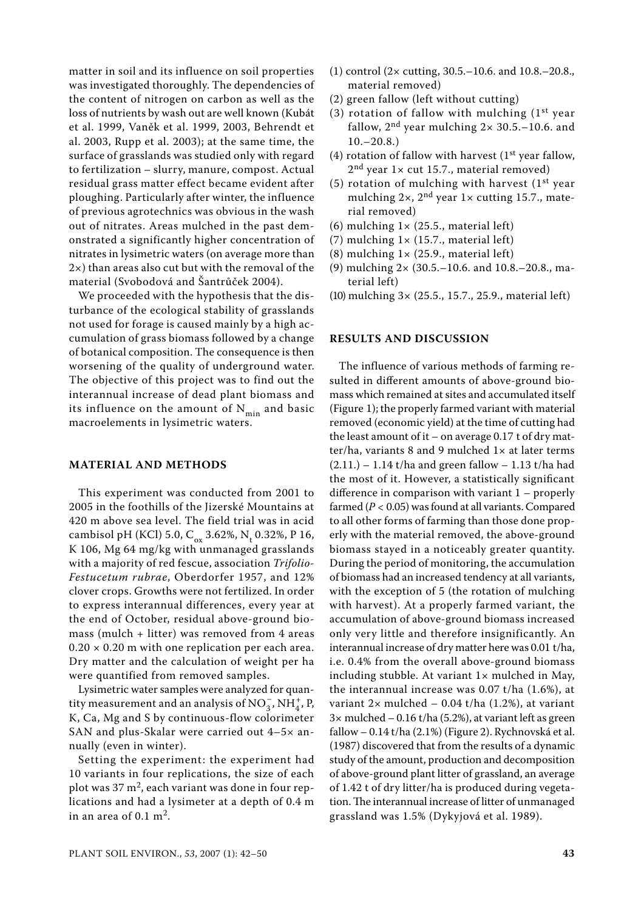matter in soil and its influence on soil properties was investigated thoroughly. The dependencies of the content of nitrogen on carbon as well as the loss of nutrients by wash out are well known (Kubát et al. 1999, Vaněk et al. 1999, 2003, Behrendt et al. 2003, Rupp et al. 2003); at the same time, the surface of grasslands was studied only with regard to fertilization – slurry, manure, compost. Actual residual grass matter effect became evident after ploughing. Particularly after winter, the influence of previous agrotechnics was obvious in the wash out of nitrates. Areas mulched in the past demonstrated a significantly higher concentration of nitrates in lysimetric waters (on average more than 2×) than areas also cut but with the removal of the material (Svobodová and Šantrůček 2004).

We proceeded with the hypothesis that the disturbance of the ecological stability of grasslands not used for forage is caused mainly by a high accumulation of grass biomass followed by a change of botanical composition. The consequence is then worsening of the quality of underground water. The objective of this project was to find out the interannual increase of dead plant biomass and its influence on the amount of $N_{min}$ and basic macroelements in lysimetric waters.

## MATERIAL AND METHODS

This experiment was conducted from 2001 to 2005 in the foothills of the Jizerské Mountains at 420 m above sea level. The field trial was in acid cambisol pH (KCl) 5.0, $C_{ox}$ 3.62%, $N_t$ 0.32%, P 16, K 106, Mg 64 mg/kg with unmanaged grasslands with a majority of red fescue, association *Trifolio-Festucetum rubrae*, Oberdorfer 1957, and 12% clover crops. Growths were not fertilized. In order to express interannual differences, every year at the end of October, residual above-ground biomass (mulch + litter) was removed from 4 areas 0.20 × 0.20 m with one replication per each area. Dry matter and the calculation of weight per ha were quantified from removed samples.

Lysimetric water samples were analyzed for quantity measurement and an analysis of $NO_3^-$, $NH_4^+$, P, K, Ca, Mg and S by continuous-flow colorimeter SAN and plus-Skalar were carried out 4–5× annually (even in winter).

Setting the experiment: the experiment had 10 variants in four replications, the size of each plot was 37 $m^2$, each variant was done in four replications and had a lysimeter at a depth of 0.4 m in an area of 0.1 $m^2$.

(1) control (2× cutting, 30.5.–10.6. and 10.8.–20.8., material removed)
(2) green fallow (left without cutting)
(3) rotation of fallow with mulching (1st year fallow, 2nd year mulching 2× 30.5.–10.6. and 10.–20.8.)
(4) rotation of fallow with harvest (1st year fallow, 2nd year 1× cut 15.7., material removed)
(5) rotation of mulching with harvest (1st year mulching 2×, 2nd year 1× cutting 15.7., material removed)
(6) mulching 1× (25.5., material left)
(7) mulching 1× (15.7., material left)
(8) mulching 1× (25.9., material left)
(9) mulching 2× (30.5.–10.6. and 10.8.–20.8., material left)
(10) mulching 3× (25.5., 15.7., 25.9., material left)

## RESULTS AND DISCUSSION

The influence of various methods of farming resulted in different amounts of above-ground biomass which remained at sites and accumulated itself (Figure 1); the properly farmed variant with material removed (economic yield) at the time of cutting had the least amount of it – on average 0.17 t of dry matter/ha, variants 8 and 9 mulched 1× at later terms (2.11.) – 1.14 t/ha and green fallow – 1.13 t/ha had the most of it. However, a statistically significant difference in comparison with variant 1 – properly farmed ($P < 0.05$) was found at all variants. Compared to all other forms of farming than those done properly with the material removed, the above-ground biomass stayed in a noticeably greater quantity. During the period of monitoring, the accumulation of biomass had an increased tendency at all variants, with the exception of 5 (the rotation of mulching with harvest). At a properly farmed variant, the accumulation of above-ground biomass increased only very little and therefore insignificantly. An interannual increase of dry matter here was 0.01 t/ha, i.e. 0.4% from the overall above-ground biomass including stubble. At variant 1× mulched in May, the interannual increase was 0.07 t/ha (1.6%), at variant 2× mulched – 0.04 t/ha (1.2%), at variant 3× mulched – 0.16 t/ha (5.2%), at variant left as green fallow – 0.14 t/ha (2.1%) (Figure 2). Rychnovská et al. (1987) discovered that from the results of a dynamic study of the amount, production and decomposition of above-ground plant litter of grassland, an average of 1.42 t of dry litter/ha is produced during vegetation. The interannual increase of litter of unmanaged grassland was 1.5% (Dykyjová et al. 1989).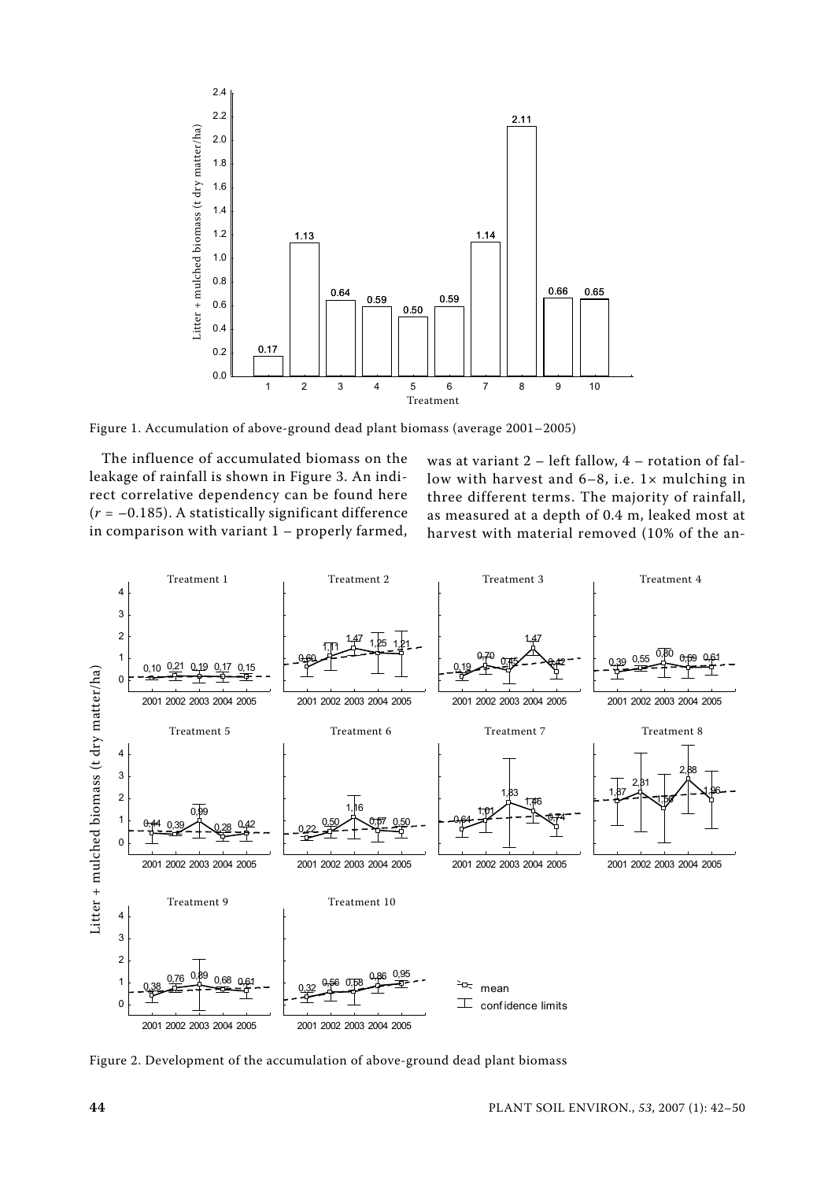Figure 1. Accumulation of above-ground dead plant biomass (average 2001–2005)

The influence of accumulated biomass on the leakage of rainfall is shown in Figure 3. An indirect correlative dependency can be found here ($r = -0.185$). A statistically significant difference in comparison with variant 1 – properly farmed, was at variant 2 – left fallow, 4 – rotation of fallow with harvest and 6–8, i.e. 1× mulching in three different terms. The majority of rainfall, as measured at a depth of 0.4 m, leaked most at harvest with material removed (10% of the an-

Figure 2. Development of the accumulation of above-ground dead plant biomass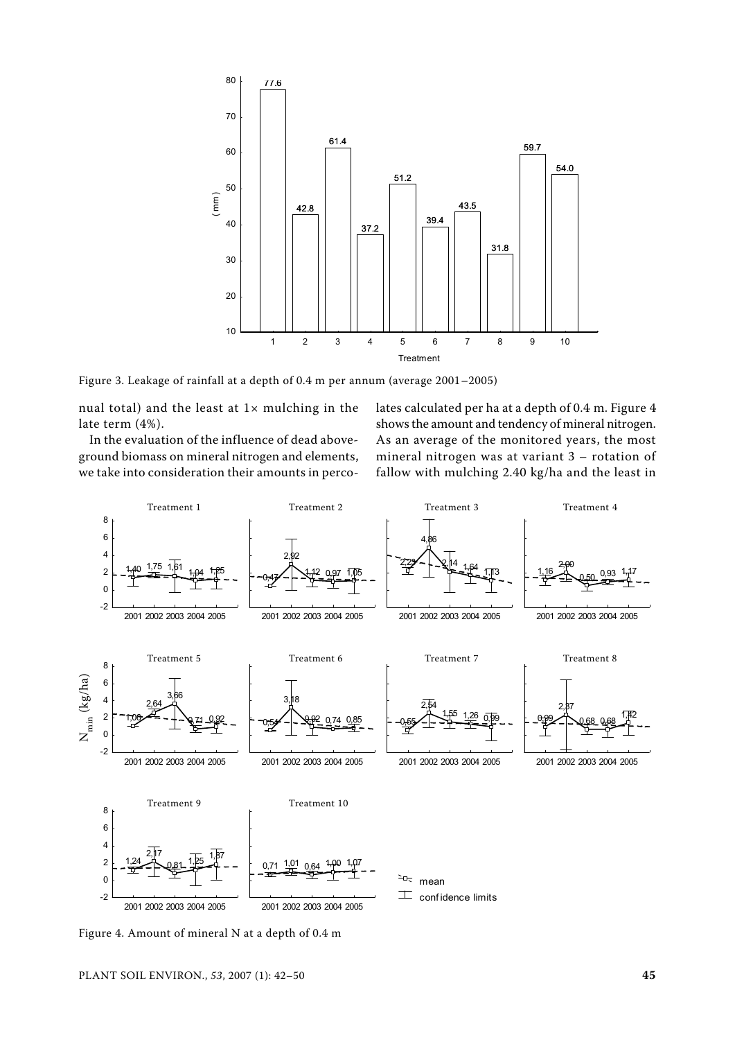Figure 3. Leakage of rainfall at a depth of 0.4 m per annum (average 2001–2005)

nual total) and the least at 1× mulching in the late term (4%).

In the evaluation of the influence of dead aboveground biomass on mineral nitrogen and elements, we take into consideration their amounts in percolates calculated per ha at a depth of 0.4 m. Figure 4 shows the amount and tendency of mineral nitrogen. As an average of the monitored years, the most mineral nitrogen was at variant 3 – rotation of fallow with mulching 2.40 kg/ha and the least in

Figure 4. Amount of mineral N at a depth of 0.4 m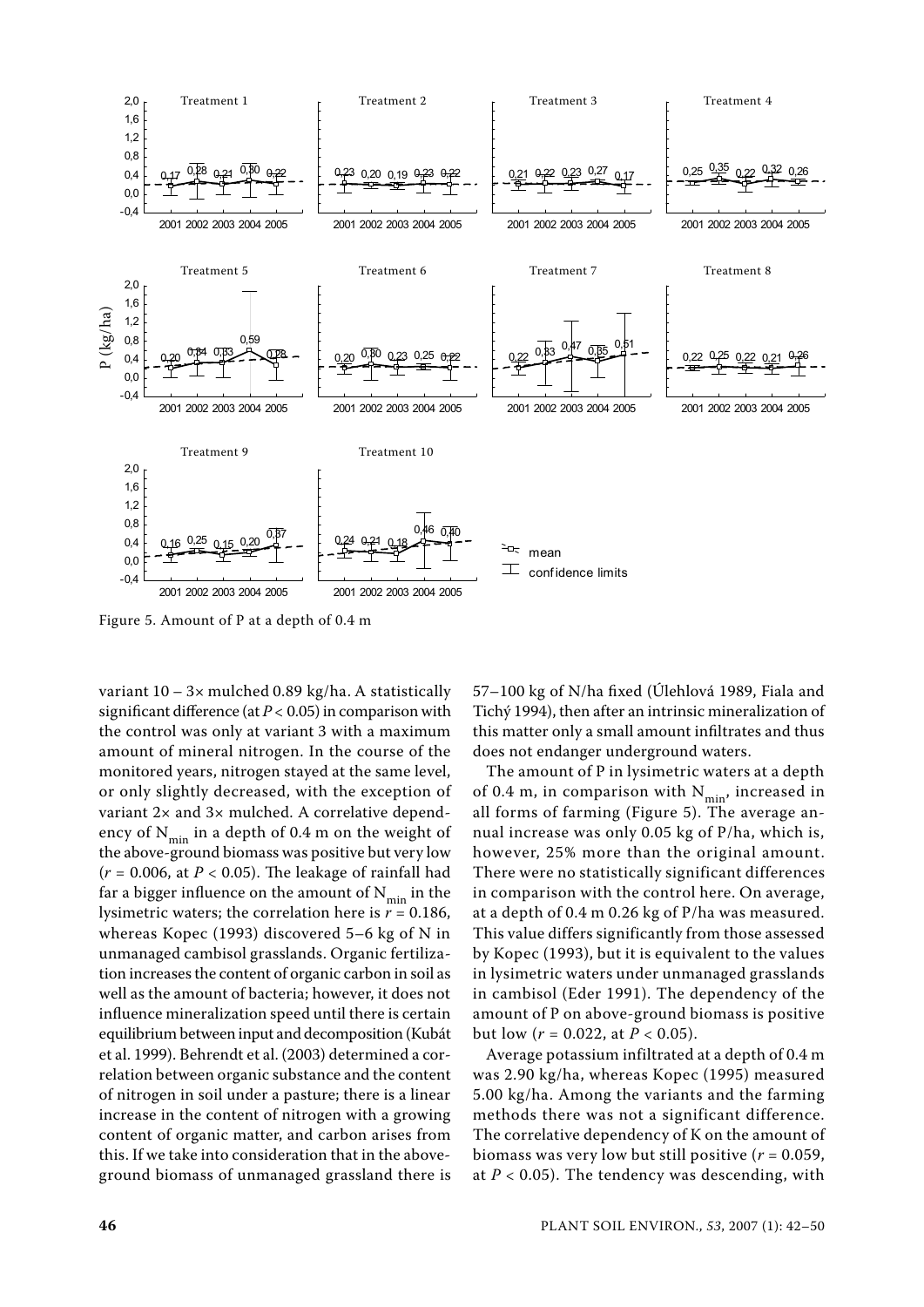Figure 5. Amount of P at a depth of 0.4 m

variant 10 – 3× mulched 0.89 kg/ha. A statistically significant difference (at $P < 0.05$) in comparison with the control was only at variant 3 with a maximum amount of mineral nitrogen. In the course of the monitored years, nitrogen stayed at the same level, or only slightly decreased, with the exception of variant 2× and 3× mulched. A correlative dependency of $N_{min}$ in a depth of 0.4 m on the weight of the above-ground biomass was positive but very low ($r = 0.006$, at $P < 0.05$). The leakage of rainfall had far a bigger influence on the amount of $N_{min}$ in the lysimetric waters; the correlation here is $r = 0.186$, whereas Kopec (1993) discovered 5–6 kg of N in unmanaged cambisol grasslands. Organic fertilization increases the content of organic carbon in soil as well as the amount of bacteria; however, it does not influence mineralization speed until there is certain equilibrium between input and decomposition (Kubát et al. 1999). Behrendt et al. (2003) determined a correlation between organic substance and the content of nitrogen in soil under a pasture; there is a linear increase in the content of nitrogen with a growing content of organic matter, and carbon arises from this. If we take into consideration that in the above-ground biomass of unmanaged grassland there is 57–100 kg of N/ha fixed (Úlehlová 1989, Fiala and Tichý 1994), then after an intrinsic mineralization of this matter only a small amount infiltrates and thus does not endanger underground waters.

The amount of P in lysimetric waters at a depth of 0.4 m, in comparison with $N_{min}$, increased in all forms of farming (Figure 5). The average annual increase was only 0.05 kg of P/ha, which is, however, 25% more than the original amount. There were no statistically significant differences in comparison with the control here. On average, at a depth of 0.4 m 0.26 kg of P/ha was measured. This value differs significantly from those assessed by Kopec (1993), but it is equivalent to the values in lysimetric waters under unmanaged grasslands in cambisol (Eder 1991). The dependency of the amount of P on above-ground biomass is positive but low ($r = 0.022$, at $P < 0.05$).

Average potassium infiltrated at a depth of 0.4 m was 2.90 kg/ha, whereas Kopec (1995) measured 5.00 kg/ha. Among the variants and the farming methods there was not a significant difference. The correlative dependency of K on the amount of biomass was very low but still positive ($r = 0.059$, at $P < 0.05$). The tendency was descending, with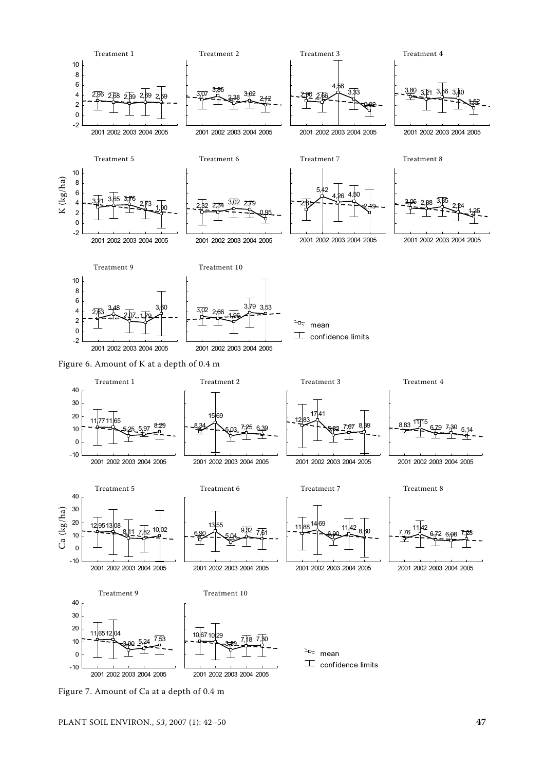Figure 6. Amount of K at a depth of 0.4 m

Figure 7. Amount of Ca at a depth of 0.4 m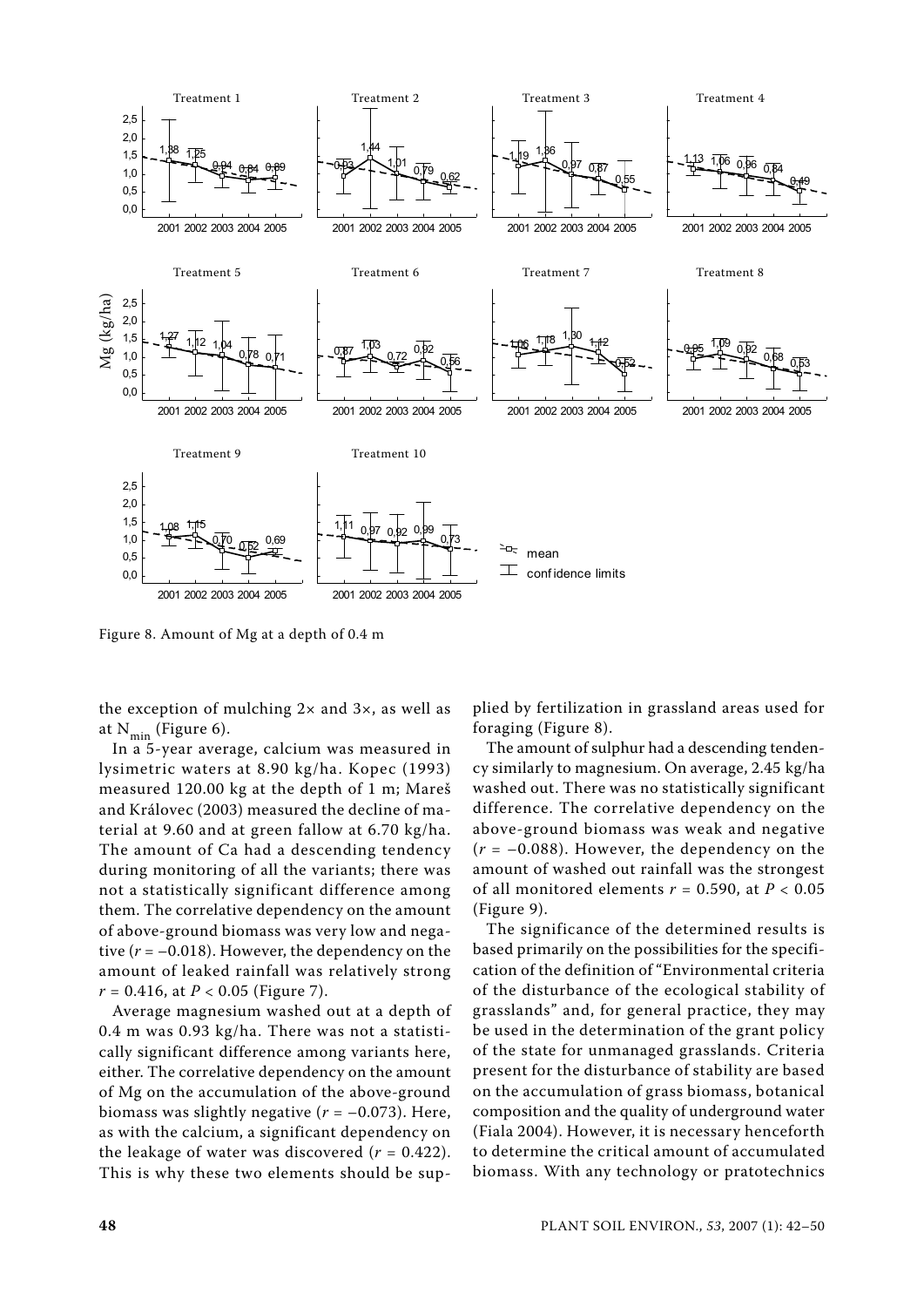Figure 8. Amount of Mg at a depth of 0.4 m

the exception of mulching 2× and 3×, as well as at $N_{min}$ (Figure 6).

In a 5-year average, calcium was measured in lysimetric waters at 8.90 kg/ha. Kopec (1993) measured 120.00 kg at the depth of 1 m; Mareš and Královec (2003) measured the decline of material at 9.60 and at green fallow at 6.70 kg/ha. The amount of Ca had a descending tendency during monitoring of all the variants; there was not a statistically significant difference among them. The correlative dependency on the amount of above-ground biomass was very low and negative ($r = -0.018$). However, the dependency on the amount of leaked rainfall was relatively strong $r = 0.416$, at $P < 0.05$ (Figure 7).

Average magnesium washed out at a depth of 0.4 m was 0.93 kg/ha. There was not a statistically significant difference among variants here, either. The correlative dependency on the amount of Mg on the accumulation of the above-ground biomass was slightly negative ($r = -0.073$). Here, as with the calcium, a significant dependency on the leakage of water was discovered ($r = 0.422$). This is why these two elements should be supplied by fertilization in grassland areas used for foraging (Figure 8).

The amount of sulphur had a descending tendency similarly to magnesium. On average, 2.45 kg/ha washed out. There was no statistically significant difference. The correlative dependency on the above-ground biomass was weak and negative ($r = -0.088$). However, the dependency on the amount of washed out rainfall was the strongest of all monitored elements $r = 0.590$, at $P < 0.05$ (Figure 9).

The significance of the determined results is based primarily on the possibilities for the specification of the definition of "Environmental criteria of the disturbance of the ecological stability of grasslands" and, for general practice, they may be used in the determination of the grant policy of the state for unmanaged grasslands. Criteria present for the disturbance of stability are based on the accumulation of grass biomass, botanical composition and the quality of underground water (Fiala 2004). However, it is necessary henceforth to determine the critical amount of accumulated biomass. With any technology or pratotechnics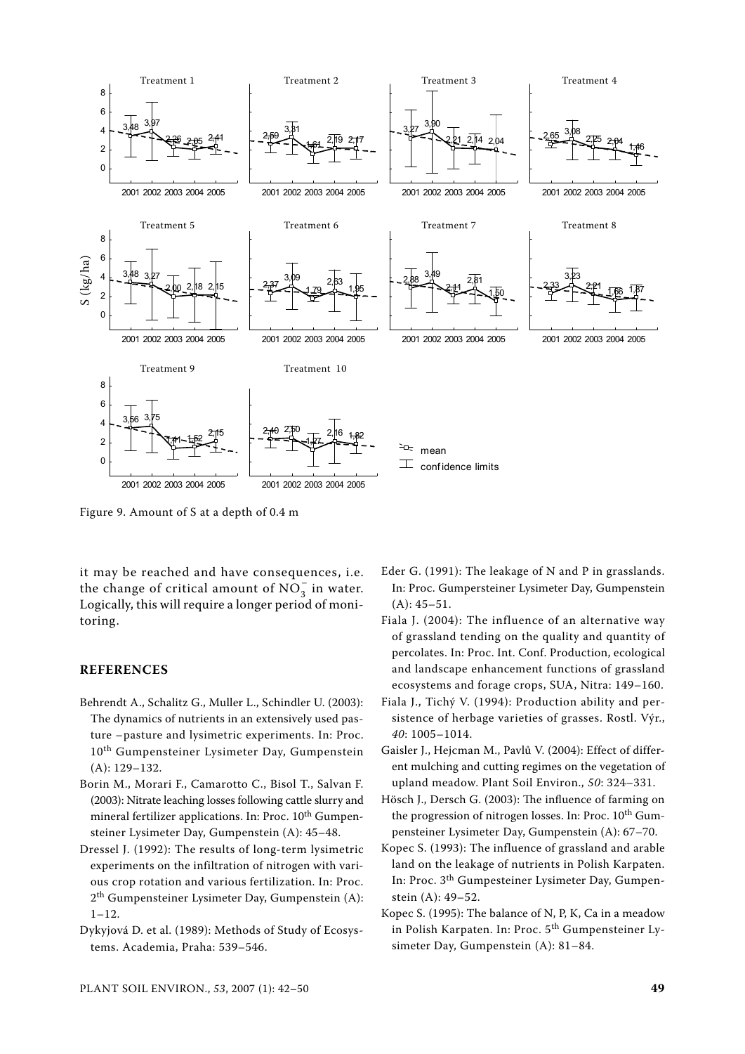Figure 9. Amount of S at a depth of 0.4 m

it may be reached and have consequences, i.e. the change of critical amount of $NO_3^-$ in water. Logically, this will require a longer period of monitoring.

## REFERENCES

Behrendt A., Schalitz G., Muller L., Schindler U. (2003): The dynamics of nutrients in an extensively used pasture – pasture and lysimetric experiments. In: Proc. 10th Gumpensteiner Lysimeter Day, Gumpenstein (A): 129–132.

Borin M., Morari F., Camarotto C., Bisol T., Salvan F. (2003): Nitrate leaching losses following cattle slurry and mineral fertilizer applications. In: Proc. 10th Gumpensteiner Lysimeter Day, Gumpenstein (A): 45–48.

Dressel J. (1992): The results of long-term lysimetric experiments on the infiltration of nitrogen with various crop rotation and various fertilization. In: Proc. 2th Gumpensteiner Lysimeter Day, Gumpenstein (A): 1–12.

Dykyjová D. et al. (1989): Methods of Study of Ecosystems. Academia, Praha: 539–546.

Eder G. (1991): The leakage of N and P in grasslands. In: Proc. Gumpersteiner Lysimeter Day, Gumpenstein (A): 45–51.

Fiala J. (2004): The influence of an alternative way of grassland tending on the quality and quantity of percolates. In: Proc. Int. Conf. Production, ecological and landscape enhancement functions of grassland ecosystems and forage crops, SUA, Nitra: 149–160.

Fiala J., Tichý V. (1994): Production ability and persistence of herbage varieties of grasses. Rostl. Výr., *40*: 1005–1014.

Gaisler J., Hejcman M., Pavlů V. (2004): Effect of different mulching and cutting regimes on the vegetation of upland meadow. Plant Soil Environ., *50*: 324–331.

Hösch J., Dersch G. (2003): The influence of farming on the progression of nitrogen losses. In: Proc. 10th Gumpensteiner Lysimeter Day, Gumpenstein (A): 67–70.

Kopec S. (1993): The influence of grassland and arable land on the leakage of nutrients in Polish Karpaten. In: Proc. 3th Gumpesteiner Lysimeter Day, Gumpenstein (A): 49–52.

Kopec S. (1995): The balance of N, P, K, Ca in a meadow in Polish Karpaten. In: Proc. 5th Gumpensteiner Lysimeter Day, Gumpenstein (A): 81–84.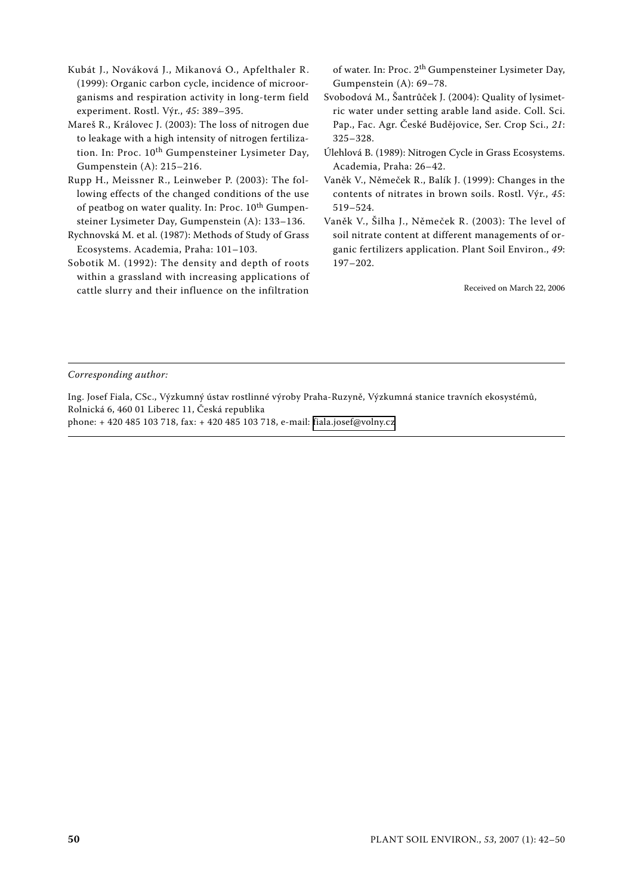Kubát J., Nováková J., Mikanová O., Apfelthaler R. (1999): Organic carbon cycle, incidence of microorganisms and respiration activity in long-term field experiment. Rostl. Výr., *45*: 389–395.

Mareš R., Královec J. (2003): The loss of nitrogen due to leakage with a high intensity of nitrogen fertilization. In: Proc. 10th Gumpensteiner Lysimeter Day, Gumpenstein (A): 215–216.

Rupp H., Meissner R., Leinweber P. (2003): The following effects of the changed conditions of the use of peatbog on water quality. In: Proc. 10th Gumpensteiner Lysimeter Day, Gumpenstein (A): 133–136.

Rychnovská M. et al. (1987): Methods of Study of Grass Ecosystems. Academia, Praha: 101–103.

Sobotik M. (1992): The density and depth of roots within a grassland with increasing applications of cattle slurry and their influence on the infiltration of water. In: Proc. 2th Gumpensteiner Lysimeter Day, Gumpenstein (A): 69–78.

Svobodová M., Šantrůček J. (2004): Quality of lysimetric water under setting arable land aside. Coll. Sci. Pap., Fac. Agr. České Budějovice, Ser. Crop Sci., *21*: 325–328.

Úlehlová B. (1989): Nitrogen Cycle in Grass Ecosystems. Academia, Praha: 26–42.

Vaněk V., Němeček R., Balík J. (1999): Changes in the contents of nitrates in brown soils. Rostl. Výr., *45*: 519–524.

Vaněk V., Šilha J., Němeček R. (2003): The level of soil nitrate content at different managements of organic fertilizers application. Plant Soil Environ., *49*: 197–202.

Received on March 22, 2006

---

*Corresponding author:*

Ing. Josef Fiala, CSc., Výzkumný ústav rostlinné výroby Praha-Ruzyně, Výzkumná stanice travních ekosystémů, Rolnická 6, 460 01 Liberec 11, Česká republika
phone: + 420 485 103 718, fax: + 420 485 103 718, e-mail: fiala.josef@volny.cz